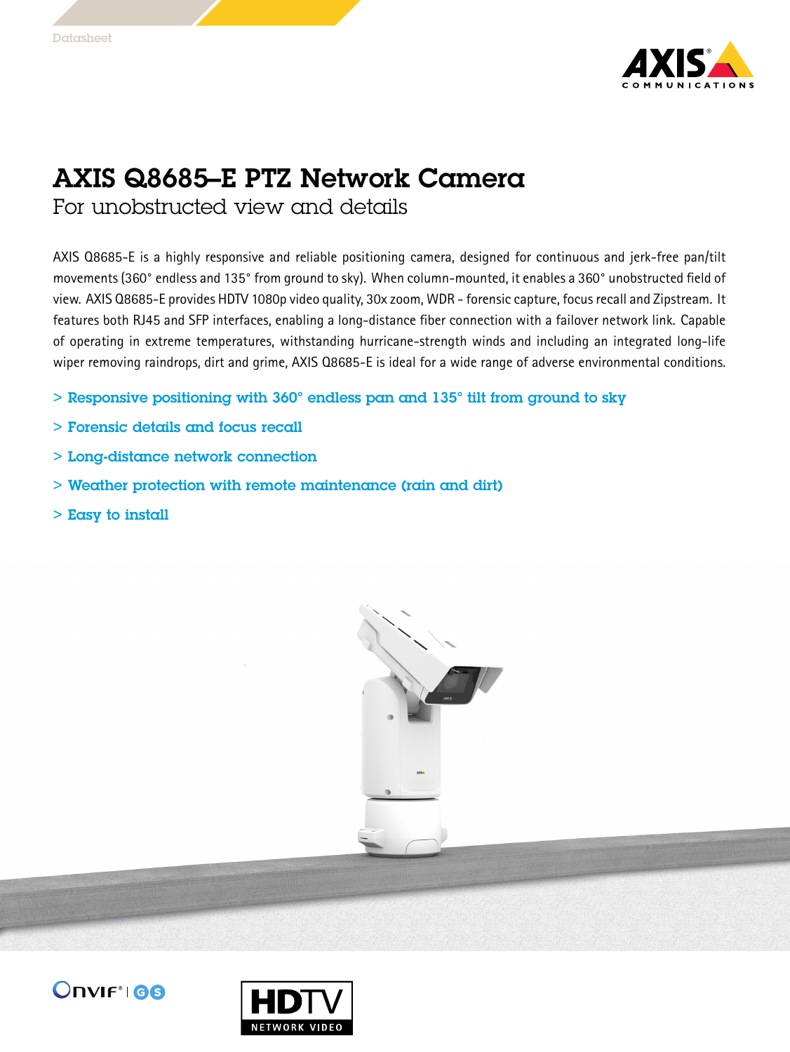# AXIS Q8685–E PTZ Network Camera

## For unobstructed view and details

AXIS Q8685-E is a highly responsive and reliable positioning camera, designed for continuous and jerk-free pan/tilt movements (360° endless and 135° from ground to sky). When column-mounted, it enables a 360° unobstructed field of view. AXIS Q8685-E provides HDTV 1080p video quality, 30x zoom, WDR - forensic capture, focus recall and Zipstream. It features both RJ45 and SFP interfaces, enabling a long-distance fiber connection with a failover network link. Capable of operating in extreme temperatures, withstanding hurricane-strength winds and including an integrated long-life wiper removing raindrops, dirt and grime, AXIS Q8685-E is ideal for a wide range of adverse environmental conditions.

- > Responsive positioning with 360° endless pan and 135° tilt from ground to sky
- > Forensic details and focus recall
- > Long-distance network connection
- > Weather protection with remote maintenance (rain and dirt)
- > Easy to install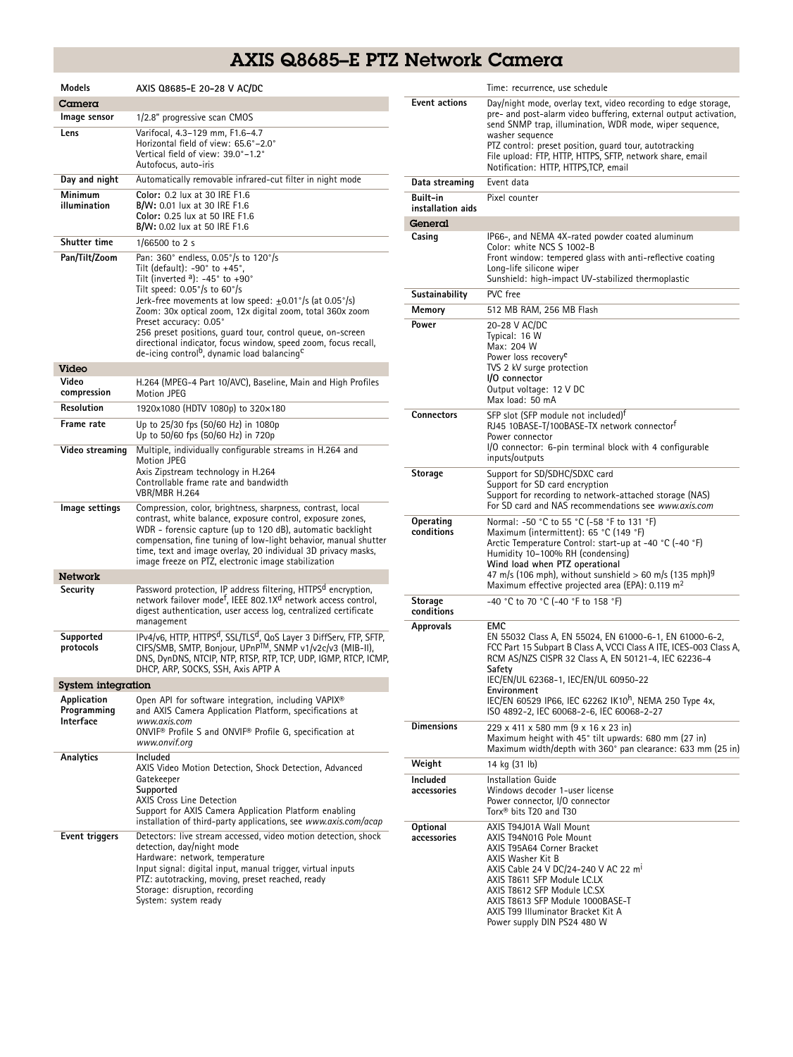# AXIS Q8685–E PTZ Network Camera

| Models | AXIS Q8685–E 20–28 V AC/DC |
|---|---|
| **Camera** | |
| Image sensor | 1/2.8" progressive scan CMOS |
| Lens | Varifocal, 4.3–129 mm, F1.6–4.7<br>Horizontal field of view: 65.6°–2.0°<br>Vertical field of view: 39.0°–1.2°<br>Autofocus, auto-iris |
| Day and night | Automatically removable infrared-cut filter in night mode |
| Minimum illumination | **Color:** 0.2 lux at 30 IRE F1.6<br>**B/W:** 0.01 lux at 30 IRE F1.6<br>**Color:** 0.25 lux at 50 IRE F1.6<br>**B/W:** 0.02 lux at 50 IRE F1.6 |
| Shutter time | 1/66500 to 2 s |
| Pan/Tilt/Zoom | Pan: 360° endless, 0.05°/s to 120°/s<br>Tilt (default): -90° to +45°,<br>Tilt (inverted [a]): -45° to +90°<br>Tilt speed: 0.05°/s to 60°/s<br>Jerk-free movements at low speed: ±0.01°/s (at 0.05°/s)<br>Zoom: 30x optical zoom, 12x digital zoom, total 360x zoom<br>Preset accuracy: 0.05°<br>256 preset positions, guard tour, control queue, on-screen directional indicator, focus window, speed zoom, focus recall, de-icing control[b], dynamic load balancing[c] |
| **Video** | |
| Video compression | H.264 (MPEG-4 Part 10/AVC), Baseline, Main and High Profiles<br>Motion JPEG |
| Resolution | 1920x1080 (HDTV 1080p) to 320x180 |
| Frame rate | Up to 25/30 fps (50/60 Hz) in 1080p<br>Up to 50/60 fps (50/60 Hz) in 720p |
| Video streaming | Multiple, individually configurable streams in H.264 and Motion JPEG<br>Axis Zipstream technology in H.264<br>Controllable frame rate and bandwidth<br>VBR/MBR H.264 |
| Image settings | Compression, color, brightness, sharpness, contrast, local contrast, white balance, exposure control, exposure zones, WDR - forensic capture (up to 120 dB), automatic backlight compensation, fine tuning of low-light behavior, manual shutter time, text and image overlay, 20 individual 3D privacy masks, image freeze on PTZ, electronic image stabilization |
| **Network** | |
| Security | Password protection, IP address filtering, HTTPS[d] encryption, network failover mode[f], IEEE 802.1X[d] network access control, digest authentication, user access log, centralized certificate management |
| Supported protocols | IPv4/v6, HTTP, HTTPS[d], SSL/TLS[d], QoS Layer 3 DiffServ, FTP, SFTP, CIFS/SMB, SMTP, Bonjour, UPnP™, SNMP v1/v2c/v3 (MIB-II), DNS, DynDNS, NTCIP, NTP, RTSP, RTP, TCP, UDP, IGMP, RTCP, ICMP, DHCP, ARP, SOCKS, SSH, Axis APTP A |
| **System integration** | |
| Application Programming Interface | Open API for software integration, including VAPIX® and AXIS Camera Application Platform, specifications at *www.axis.com*<br>ONVIF® Profile S and ONVIF® Profile G, specification at *www.onvif.org* |
| Analytics | **Included**<br>AXIS Video Motion Detection, Shock Detection, Advanced Gatekeeper<br>**Supported**<br>AXIS Cross Line Detection<br>Support for AXIS Camera Application Platform enabling installation of third-party applications, see *www.axis.com/acap* |
| Event triggers | Detectors: live stream accessed, video motion detection, shock detection, day/night mode<br>Hardware: network, temperature<br>Input signal: digital input, manual trigger, virtual inputs<br>PTZ: autotracking, moving, preset reached, ready<br>Storage: disruption, recording<br>System: system ready<br>Time: recurrence, use schedule |
| Event actions | Day/night mode, overlay text, video recording to edge storage, pre- and post-alarm video buffering, external output activation, send SNMP trap, illumination, WDR mode, wiper sequence, washer sequence<br>PTZ control: preset position, guard tour, autotracking<br>File upload: FTP, HTTP, HTTPS, SFTP, network share, email<br>Notification: HTTP, HTTPS,TCP, email |
| Data streaming | Event data |
| Built-in installation aids | Pixel counter |
| **General** | |
| Casing | IP66-, and NEMA 4X-rated powder coated aluminum<br>Color: white NCS S 1002-B<br>Front window: tempered glass with anti-reflective coating<br>Long-life silicone wiper<br>Sunshield: high-impact UV-stabilized thermoplastic |
| Sustainability | PVC free |
| Memory | 512 MB RAM, 256 MB Flash |
| Power | 20–28 V AC/DC<br>Typical: 16 W<br>Max: 204 W<br>Power loss recovery[e]<br>TVS 2 kV surge protection<br>**I/O connector**<br>Output voltage: 12 V DC<br>Max load: 50 mA |
| Connectors | SFP slot (SFP module not included)[f]<br>RJ45 10BASE-T/100BASE-TX network connector[f]<br>Power connector<br>I/O connector: 6-pin terminal block with 4 configurable inputs/outputs |
| Storage | Support for SD/SDHC/SDXC card<br>Support for SD card encryption<br>Support for recording to network-attached storage (NAS)<br>For SD card and NAS recommendations see *www.axis.com* |
| Operating conditions | Normal: -50 °C to 55 °C (-58 °F to 131 °F)<br>Maximum (intermittent): 65 °C (149 °F)<br>Arctic Temperature Control: start-up at -40 °C (-40 °F)<br>Humidity 10–100% RH (condensing)<br>**Wind load when PTZ operational**<br>47 m/s (106 mph), without sunshield > 60 m/s (135 mph)[g]<br>Maximum effective projected area (EPA): 0.119 m² |
| Storage conditions | -40 °C to 70 °C (-40 °F to 158 °F) |
| Approvals | **EMC**<br>EN 55032 Class A, EN 55024, EN 61000-6-1, EN 61000-6-2, FCC Part 15 Subpart B Class A, VCCI Class A ITE, ICES-003 Class A, RCM AS/NZS CISPR 32 Class A, EN 50121-4, IEC 62236-4<br>**Safety**<br>IEC/EN/UL 62368-1, IEC/EN/UL 60950-22<br>**Environment**<br>IEC/EN 60529 IP66, IEC 62262 IK10[h], NEMA 250 Type 4x, ISO 4892-2, IEC 60068-2-6, IEC 60068-2-27 |
| Dimensions | 229 x 411 x 580 mm (9 x 16 x 23 in)<br>Maximum height with 45° tilt upwards: 680 mm (27 in)<br>Maximum width/depth with 360° pan clearance: 633 mm (25 in) |
| Weight | 14 kg (31 lb) |
| Included accessories | Installation Guide<br>Windows decoder 1-user license<br>Power connector, I/O connector<br>Torx® bits T20 and T30 |
| Optional accessories | AXIS T94J01A Wall Mount<br>AXIS T94N01G Pole Mount<br>AXIS T95A64 Corner Bracket<br>AXIS Washer Kit B<br>AXIS Cable 24 V DC/24-240 V AC 22 m[i]<br>AXIS T8611 SFP Module LC.LX<br>AXIS T8612 SFP Module LC.SX<br>AXIS T8613 SFP Module 1000BASE-T<br>AXIS T99 Illuminator Bracket Kit A<br>Power supply DIN PS24 480 W |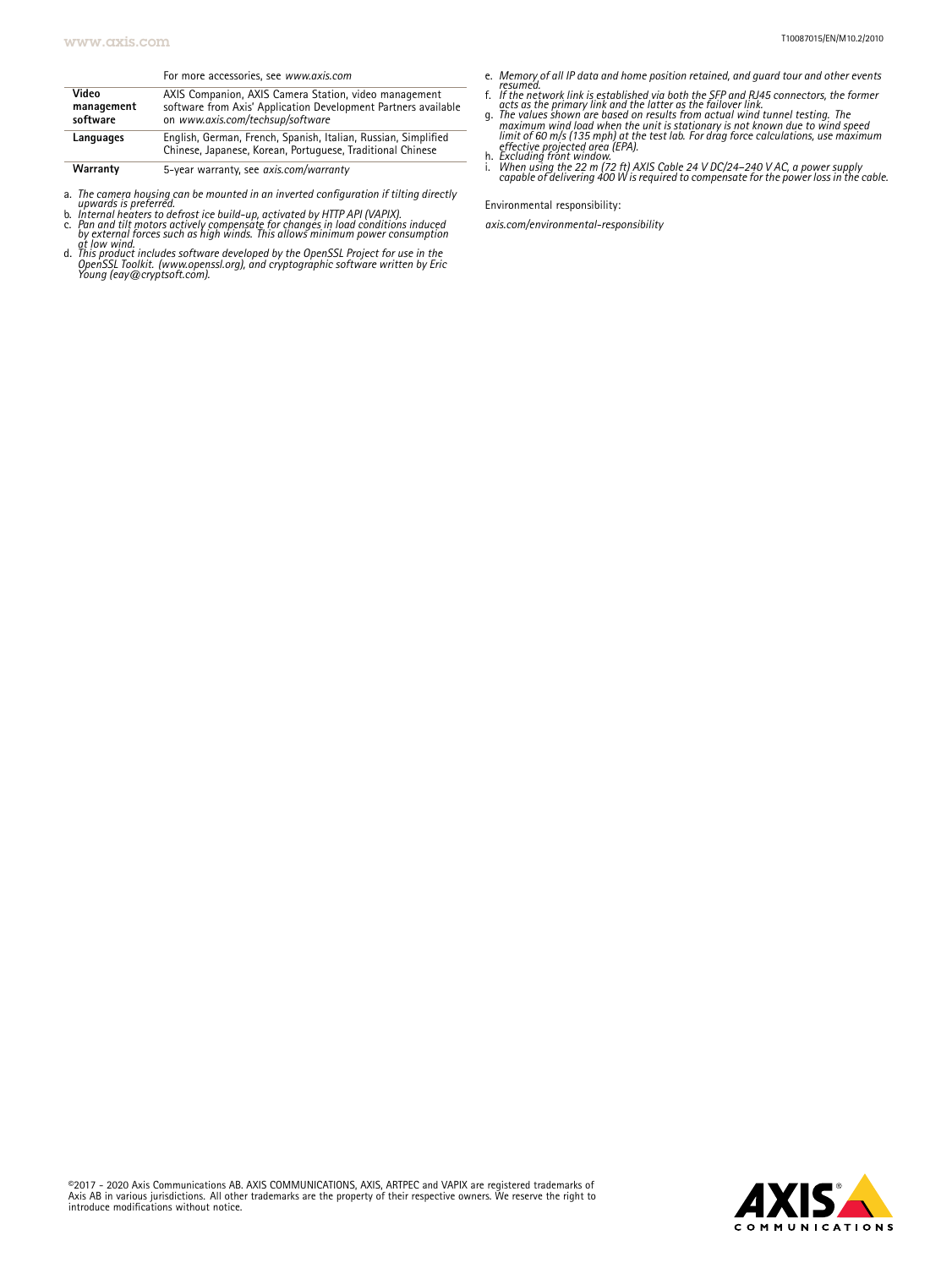| | |
|---|---|
| | For more accessories, see *www.axis.com* |
| **Video management software** | AXIS Companion, AXIS Camera Station, video management software from Axis' Application Development Partners available on *www.axis.com/techsup/software* |
| **Languages** | English, German, French, Spanish, Italian, Russian, Simplified Chinese, Japanese, Korean, Portuguese, Traditional Chinese |
| **Warranty** | 5-year warranty, see *axis.com/warranty* |

a. *The camera housing can be mounted in an inverted configuration if tilting directly upwards is preferred.*
b. *Internal heaters to defrost ice build-up, activated by HTTP API (VAPIX).*
c. *Pan and tilt motors actively compensate for changes in load conditions induced by external forces such as high winds. This allows minimum power consumption at low wind.*
d. *This product includes software developed by the OpenSSL Project for use in the OpenSSL Toolkit. (www.openssl.org), and cryptographic software written by Eric Young (eay@cryptsoft.com).*
e. *Memory of all IP data and home position retained, and guard tour and other events resumed.*
f. *If the network link is established via both the SFP and RJ45 connectors, the former acts as the primary link and the latter as the failover link.*
g. *The values shown are based on results from actual wind tunnel testing. The maximum wind load when the unit is stationary is not known due to wind speed limit of 60 m/s (135 mph) at the test lab. For drag force calculations, use maximum effective projected area (EPA).*
h. *Excluding front window.*
i. *When using the 22 m (72 ft) AXIS Cable 24 V DC/24–240 V AC, a power supply capable of delivering 400 W is required to compensate for the power loss in the cable.*

Environmental responsibility:

*axis.com/environmental-responsibility*

©2017 - 2020 Axis Communications AB. AXIS COMMUNICATIONS, AXIS, ARTPEC and VAPIX are registered trademarks of Axis AB in various jurisdictions. All other trademarks are the property of their respective owners. We reserve the right to introduce modifications without notice.